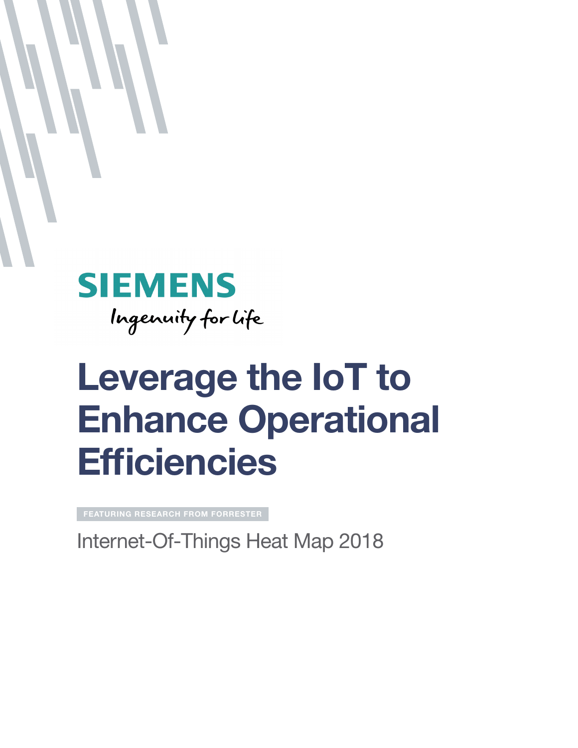SIEMENS

Ingenuity for life

# Leverage the IoT to Enhance Operational Efficiencies

FEATURING RESEARCH FROM FORRESTER

Internet-Of-Things Heat Map 2018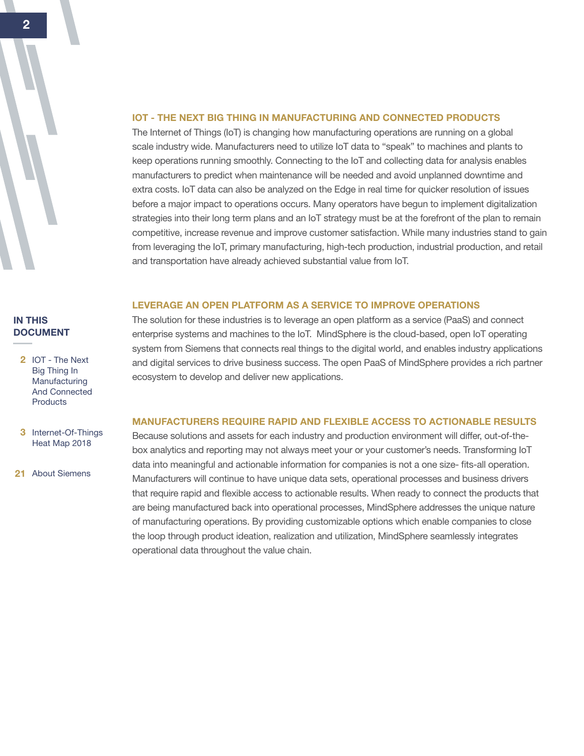## IOT - THE NEXT BIG THING IN MANUFACTURING AND CONNECTED PRODUCTS

The Internet of Things (IoT) is changing how manufacturing operations are running on a global scale industry wide. Manufacturers need to utilize IoT data to "speak" to machines and plants to keep operations running smoothly. Connecting to the IoT and collecting data for analysis enables manufacturers to predict when maintenance will be needed and avoid unplanned downtime and extra costs. IoT data can also be analyzed on the Edge in real time for quicker resolution of issues before a major impact to operations occurs. Many operators have begun to implement digitalization strategies into their long term plans and an IoT strategy must be at the forefront of the plan to remain competitive, increase revenue and improve customer satisfaction. While many industries stand to gain from leveraging the IoT, primary manufacturing, high-tech production, industrial production, and retail and transportation have already achieved substantial value from IoT.

## LEVERAGE AN OPEN PLATFORM AS A SERVICE TO IMPROVE OPERATIONS

The solution for these industries is to leverage an open platform as a service (PaaS) and connect enterprise systems and machines to the IoT.  MindSphere is the cloud-based, open IoT operating system from Siemens that connects real things to the digital world, and enables industry applications and digital services to drive business success. The open PaaS of MindSphere provides a rich partner ecosystem to develop and deliver new applications.

## MANUFACTURERS REQUIRE RAPID AND FLEXIBLE ACCESS TO ACTIONABLE RESULTS

Because solutions and assets for each industry and production environment will differ, out-of-the-box analytics and reporting may not always meet your or your customer's needs. Transforming IoT data into meaningful and actionable information for companies is not a one size- fits-all operation. Manufacturers will continue to have unique data sets, operational processes and business drivers that require rapid and flexible access to actionable results. When ready to connect the products that are being manufactured back into operational processes, MindSphere addresses the unique nature of manufacturing operations. By providing customizable options which enable companies to close the loop through product ideation, realization and utilization, MindSphere seamlessly integrates operational data throughout the value chain.

**IN THIS DOCUMENT**

- **2** IOT - The Next Big Thing In Manufacturing And Connected Products
- **3** Internet-Of-Things Heat Map 2018
- **21** About Siemens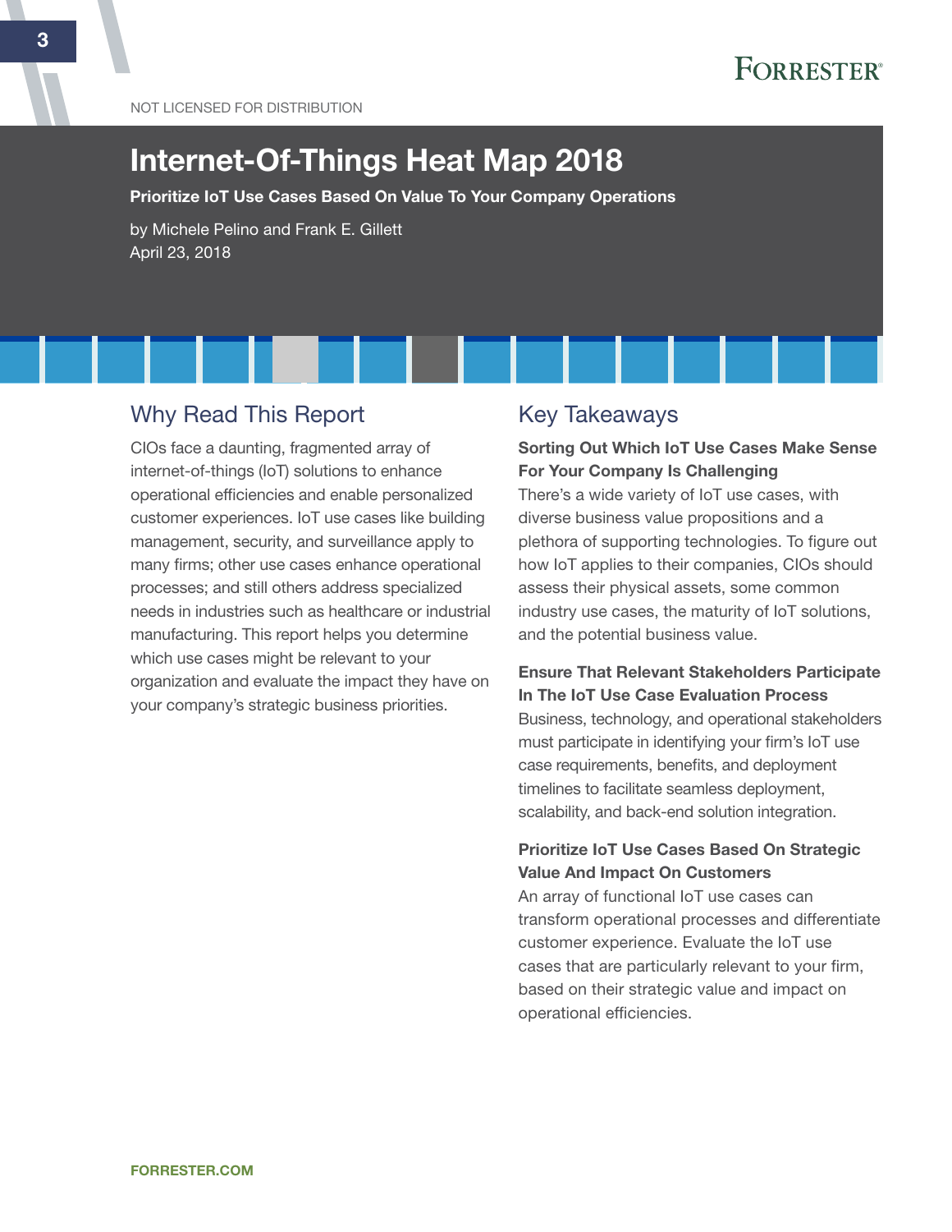NOT LICENSED FOR DISTRIBUTION

# Internet-Of-Things Heat Map 2018

**Prioritize IoT Use Cases Based On Value To Your Company Operations**

by Michele Pelino and Frank E. Gillett
April 23, 2018

## Why Read This Report

CIOs face a daunting, fragmented array of internet-of-things (IoT) solutions to enhance operational efficiencies and enable personalized customer experiences. IoT use cases like building management, security, and surveillance apply to many firms; other use cases enhance operational processes; and still others address specialized needs in industries such as healthcare or industrial manufacturing. This report helps you determine which use cases might be relevant to your organization and evaluate the impact they have on your company's strategic business priorities.

## Key Takeaways

**Sorting Out Which IoT Use Cases Make Sense For Your Company Is Challenging**
There's a wide variety of IoT use cases, with diverse business value propositions and a plethora of supporting technologies. To figure out how IoT applies to their companies, CIOs should assess their physical assets, some common industry use cases, the maturity of IoT solutions, and the potential business value.

**Ensure That Relevant Stakeholders Participate In The IoT Use Case Evaluation Process**
Business, technology, and operational stakeholders must participate in identifying your firm's IoT use case requirements, benefits, and deployment timelines to facilitate seamless deployment, scalability, and back-end solution integration.

**Prioritize IoT Use Cases Based On Strategic Value And Impact On Customers**
An array of functional IoT use cases can transform operational processes and differentiate customer experience. Evaluate the IoT use cases that are particularly relevant to your firm, based on their strategic value and impact on operational efficiencies.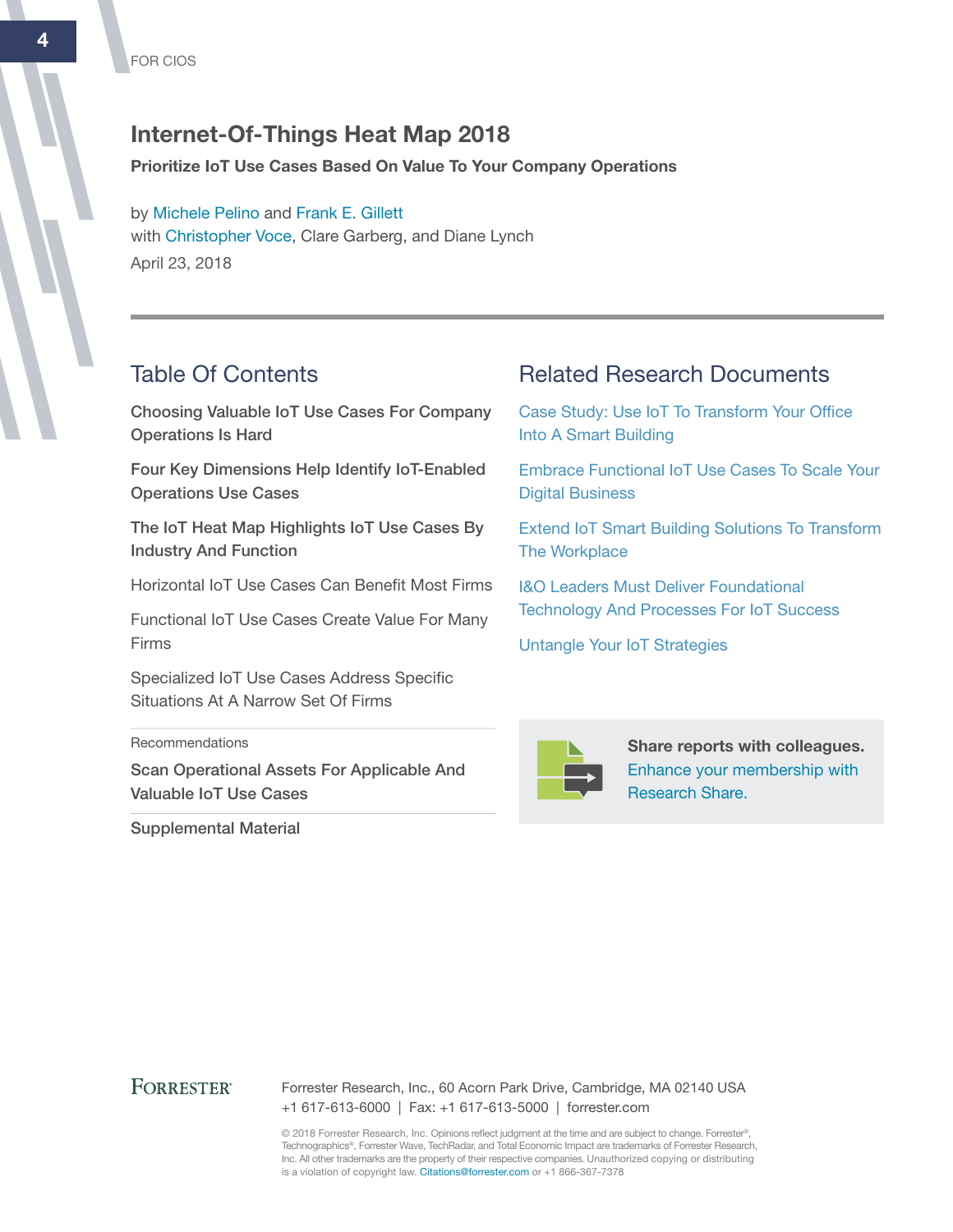FOR CIOS

# Internet-Of-Things Heat Map 2018

**Prioritize IoT Use Cases Based On Value To Your Company Operations**

by Michele Pelino and Frank E. Gillett
with Christopher Voce, Clare Garberg, and Diane Lynch
April 23, 2018

## Table Of Contents

**Choosing Valuable IoT Use Cases For Company Operations Is Hard**

**Four Key Dimensions Help Identify IoT-Enabled Operations Use Cases**

**The IoT Heat Map Highlights IoT Use Cases By Industry And Function**

Horizontal IoT Use Cases Can Benefit Most Firms

Functional IoT Use Cases Create Value For Many Firms

Specialized IoT Use Cases Address Specific Situations At A Narrow Set Of Firms

Recommendations

**Scan Operational Assets For Applicable And Valuable IoT Use Cases**

**Supplemental Material**

## Related Research Documents

Case Study: Use IoT To Transform Your Office Into A Smart Building

Embrace Functional IoT Use Cases To Scale Your Digital Business

Extend IoT Smart Building Solutions To Transform The Workplace

I&O Leaders Must Deliver Foundational Technology And Processes For IoT Success

Untangle Your IoT Strategies

**Share reports with colleagues.**
Enhance your membership with Research Share.

FORRESTER®

Forrester Research, Inc., 60 Acorn Park Drive, Cambridge, MA 02140 USA
+1 617-613-6000 | Fax: +1 617-613-5000 | forrester.com

© 2018 Forrester Research, Inc. Opinions reflect judgment at the time and are subject to change. Forrester®, Technographics®, Forrester Wave, TechRadar, and Total Economic Impact are trademarks of Forrester Research, Inc. All other trademarks are the property of their respective companies. Unauthorized copying or distributing is a violation of copyright law. Citations@forrester.com or +1 866-367-7378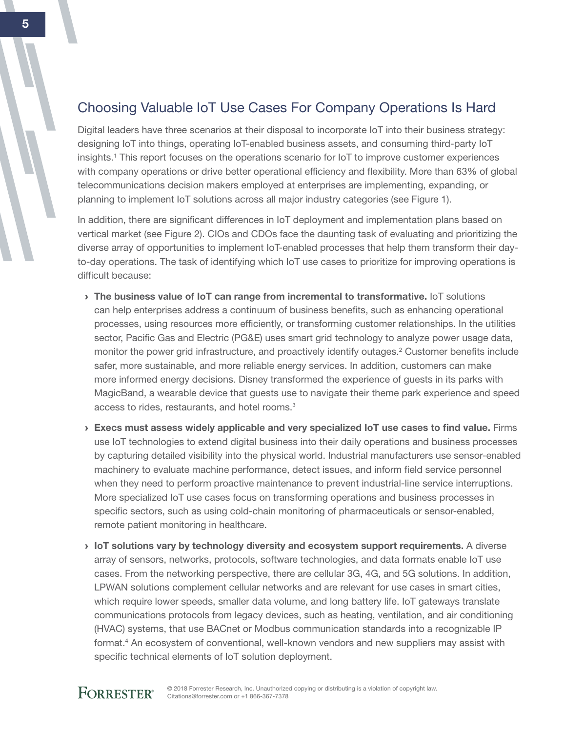## Choosing Valuable IoT Use Cases For Company Operations Is Hard

Digital leaders have three scenarios at their disposal to incorporate IoT into their business strategy: designing IoT into things, operating IoT-enabled business assets, and consuming third-party IoT insights.[1] This report focuses on the operations scenario for IoT to improve customer experiences with company operations or drive better operational efficiency and flexibility. More than 63% of global telecommunications decision makers employed at enterprises are implementing, expanding, or planning to implement IoT solutions across all major industry categories (see Figure 1).

In addition, there are significant differences in IoT deployment and implementation plans based on vertical market (see Figure 2). CIOs and CDOs face the daunting task of evaluating and prioritizing the diverse array of opportunities to implement IoT-enabled processes that help them transform their day-to-day operations. The task of identifying which IoT use cases to prioritize for improving operations is difficult because:

› **The business value of IoT can range from incremental to transformative.** IoT solutions can help enterprises address a continuum of business benefits, such as enhancing operational processes, using resources more efficiently, or transforming customer relationships. In the utilities sector, Pacific Gas and Electric (PG&E) uses smart grid technology to analyze power usage data, monitor the power grid infrastructure, and proactively identify outages.[2] Customer benefits include safer, more sustainable, and more reliable energy services. In addition, customers can make more informed energy decisions. Disney transformed the experience of guests in its parks with MagicBand, a wearable device that guests use to navigate their theme park experience and speed access to rides, restaurants, and hotel rooms.[3]

› **Execs must assess widely applicable and very specialized IoT use cases to find value.** Firms use IoT technologies to extend digital business into their daily operations and business processes by capturing detailed visibility into the physical world. Industrial manufacturers use sensor-enabled machinery to evaluate machine performance, detect issues, and inform field service personnel when they need to perform proactive maintenance to prevent industrial-line service interruptions. More specialized IoT use cases focus on transforming operations and business processes in specific sectors, such as using cold-chain monitoring of pharmaceuticals or sensor-enabled, remote patient monitoring in healthcare.

› **IoT solutions vary by technology diversity and ecosystem support requirements.** A diverse array of sensors, networks, protocols, software technologies, and data formats enable IoT use cases. From the networking perspective, there are cellular 3G, 4G, and 5G solutions. In addition, LPWAN solutions complement cellular networks and are relevant for use cases in smart cities, which require lower speeds, smaller data volume, and long battery life. IoT gateways translate communications protocols from legacy devices, such as heating, ventilation, and air conditioning (HVAC) systems, that use BACnet or Modbus communication standards into a recognizable IP format.[4] An ecosystem of conventional, well-known vendors and new suppliers may assist with specific technical elements of IoT solution deployment.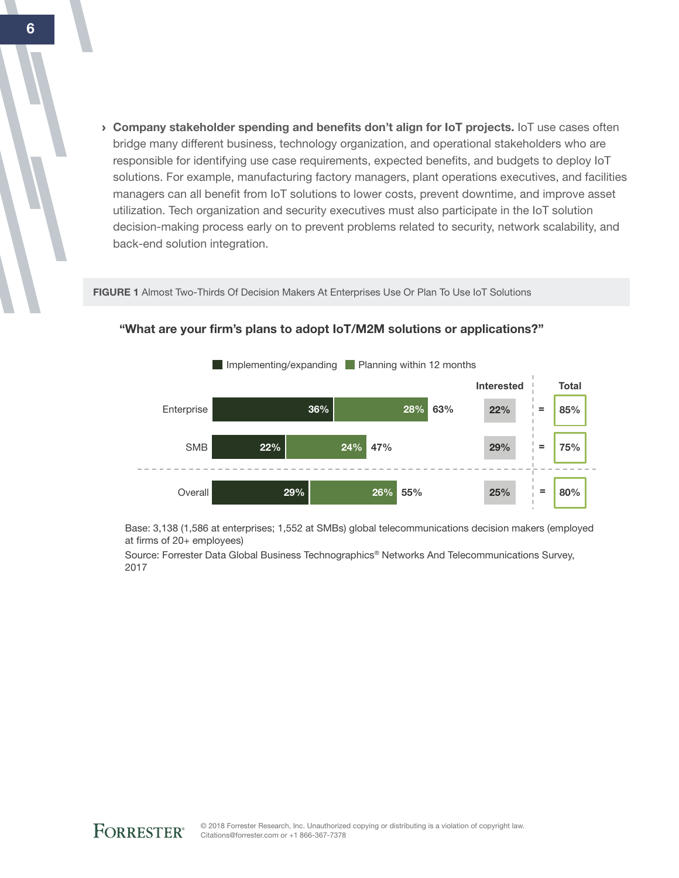› **Company stakeholder spending and benefits don't align for IoT projects.** IoT use cases often bridge many different business, technology organization, and operational stakeholders who are responsible for identifying use case requirements, expected benefits, and budgets to deploy IoT solutions. For example, manufacturing factory managers, plant operations executives, and facilities managers can all benefit from IoT solutions to lower costs, prevent downtime, and improve asset utilization. Tech organization and security executives must also participate in the IoT solution decision-making process early on to prevent problems related to security, network scalability, and back-end solution integration.

**FIGURE 1** Almost Two-Thirds Of Decision Makers At Enterprises Use Or Plan To Use IoT Solutions

**"What are your firm's plans to adopt IoT/M2M solutions or applications?"**

Implementing/expanding
Planning within 12 months
Interested
Total

Enterprise 36% 28% 63% 22% = 85%

SMB 22% 24% 47% 29% = 75%

Overall 29% 26% 55% 25% = 80%

Base: 3,138 (1,586 at enterprises; 1,552 at SMBs) global telecommunications decision makers (employed at firms of 20+ employees)

Source: Forrester Data Global Business Technographics® Networks And Telecommunications Survey, 2017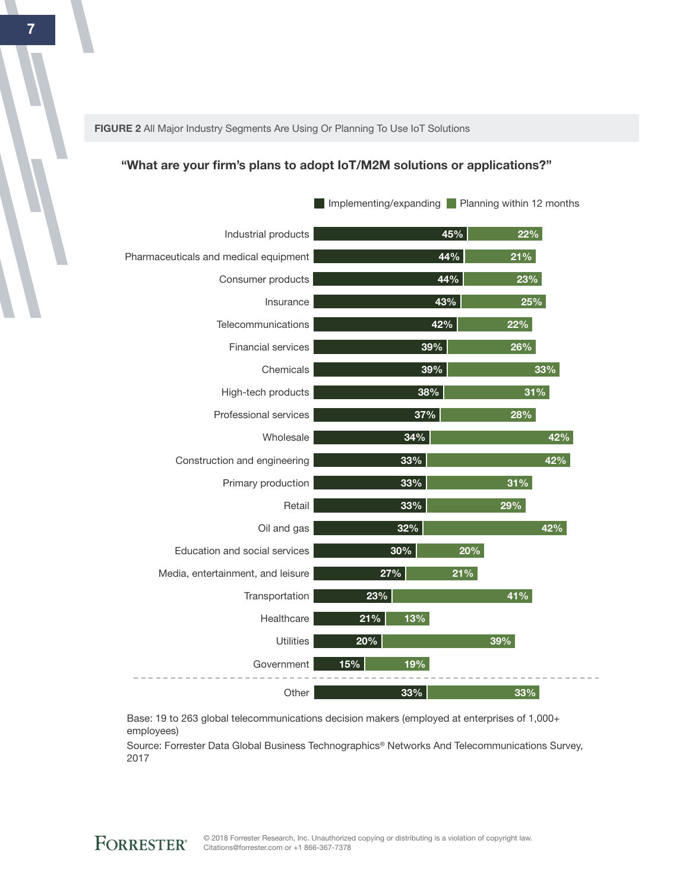**FIGURE 2** All Major Industry Segments Are Using Or Planning To Use IoT Solutions

**"What are your firm's plans to adopt IoT/M2M solutions or applications?"**

Implementing/expanding
Planning within 12 months

Industrial products 45% 22%
Pharmaceuticals and medical equipment 44% 21%
Consumer products 44% 23%
Insurance 43% 25%
Telecommunications 42% 22%
Financial services 39% 26%
Chemicals 39% 33%
High-tech products 38% 31%
Professional services 37% 28%
Wholesale 34% 42%
Construction and engineering 33% 42%
Primary production 33% 31%
Retail 33% 29%
Oil and gas 32% 42%
Education and social services 30% 20%
Media, entertainment, and leisure 27% 21%
Transportation 23% 41%
Healthcare 21% 13%
Utilities 20% 39%
Government 15% 19%
Other 33% 33%

Base: 19 to 263 global telecommunications decision makers (employed at enterprises of 1,000+ employees)

Source: Forrester Data Global Business Technographics® Networks And Telecommunications Survey, 2017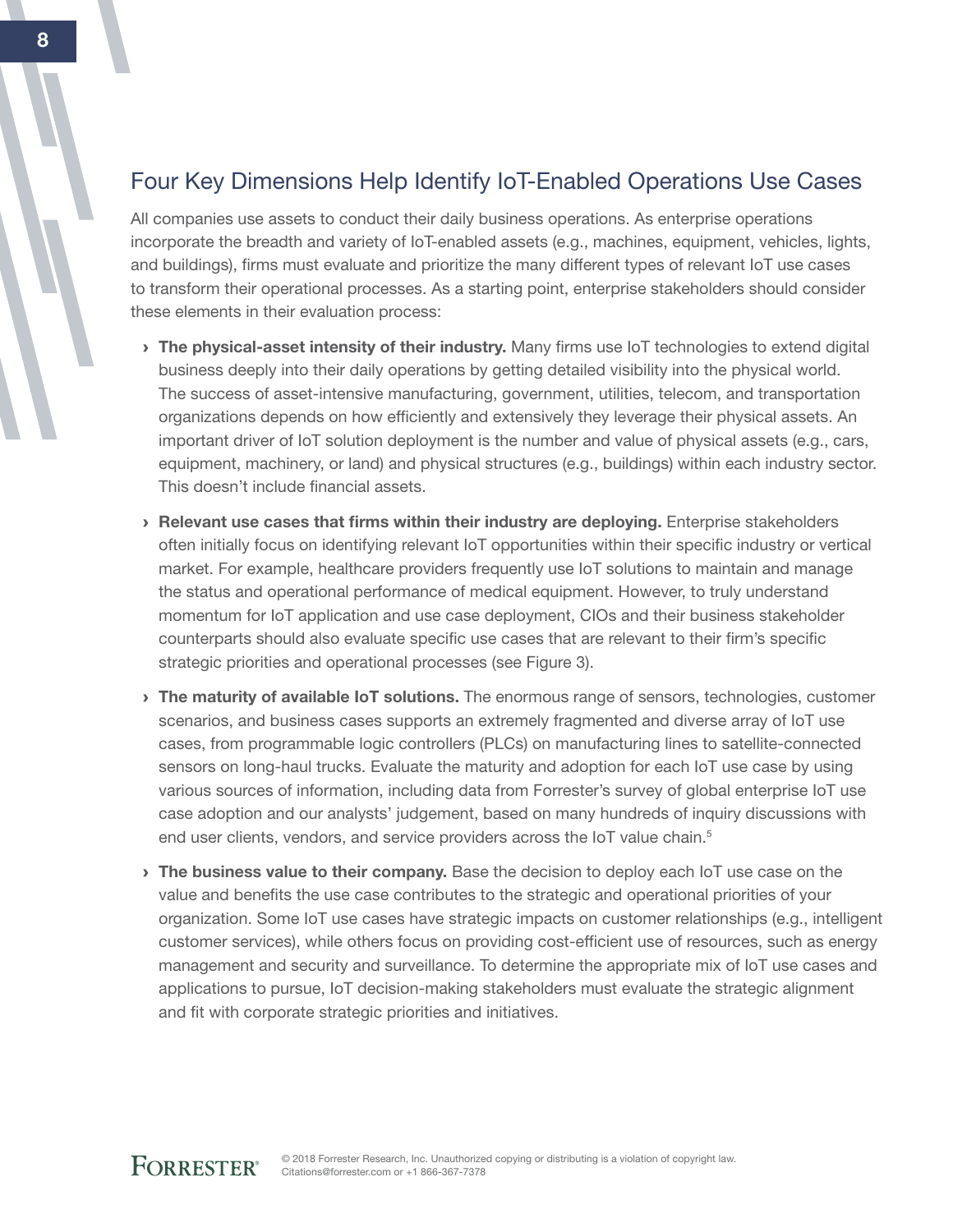## Four Key Dimensions Help Identify IoT-Enabled Operations Use Cases

All companies use assets to conduct their daily business operations. As enterprise operations incorporate the breadth and variety of IoT-enabled assets (e.g., machines, equipment, vehicles, lights, and buildings), firms must evaluate and prioritize the many different types of relevant IoT use cases to transform their operational processes. As a starting point, enterprise stakeholders should consider these elements in their evaluation process:

- **The physical-asset intensity of their industry.** Many firms use IoT technologies to extend digital business deeply into their daily operations by getting detailed visibility into the physical world. The success of asset-intensive manufacturing, government, utilities, telecom, and transportation organizations depends on how efficiently and extensively they leverage their physical assets. An important driver of IoT solution deployment is the number and value of physical assets (e.g., cars, equipment, machinery, or land) and physical structures (e.g., buildings) within each industry sector. This doesn't include financial assets.

- **Relevant use cases that firms within their industry are deploying.** Enterprise stakeholders often initially focus on identifying relevant IoT opportunities within their specific industry or vertical market. For example, healthcare providers frequently use IoT solutions to maintain and manage the status and operational performance of medical equipment. However, to truly understand momentum for IoT application and use case deployment, CIOs and their business stakeholder counterparts should also evaluate specific use cases that are relevant to their firm's specific strategic priorities and operational processes (see Figure 3).

- **The maturity of available IoT solutions.** The enormous range of sensors, technologies, customer scenarios, and business cases supports an extremely fragmented and diverse array of IoT use cases, from programmable logic controllers (PLCs) on manufacturing lines to satellite-connected sensors on long-haul trucks. Evaluate the maturity and adoption for each IoT use case by using various sources of information, including data from Forrester's survey of global enterprise IoT use case adoption and our analysts' judgement, based on many hundreds of inquiry discussions with end user clients, vendors, and service providers across the IoT value chain.[5]

- **The business value to their company.** Base the decision to deploy each IoT use case on the value and benefits the use case contributes to the strategic and operational priorities of your organization. Some IoT use cases have strategic impacts on customer relationships (e.g., intelligent customer services), while others focus on providing cost-efficient use of resources, such as energy management and security and surveillance. To determine the appropriate mix of IoT use cases and applications to pursue, IoT decision-making stakeholders must evaluate the strategic alignment and fit with corporate strategic priorities and initiatives.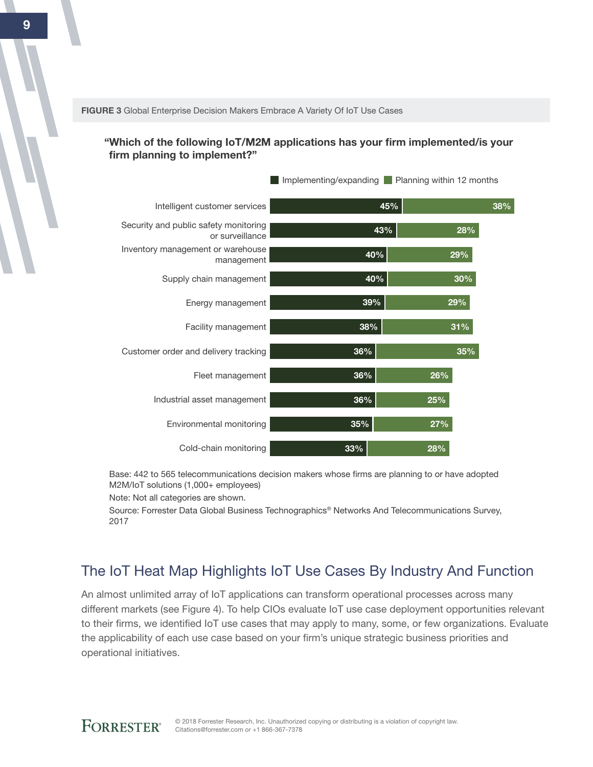**FIGURE 3** Global Enterprise Decision Makers Embrace A Variety Of IoT Use Cases

**"Which of the following IoT/M2M applications has your firm implemented/is your firm planning to implement?"**

Implementing/expanding
Planning within 12 months

Intelligent customer services 45% 38%
Security and public safety monitoring or surveillance 43% 28%
Inventory management or warehouse management 40% 29%
Supply chain management 40% 30%
Energy management 39% 29%
Facility management 38% 31%
Customer order and delivery tracking 36% 35%
Fleet management 36% 26%
Industrial asset management 36% 25%
Environmental monitoring 35% 27%
Cold-chain monitoring 33% 28%

Base: 442 to 565 telecommunications decision makers whose firms are planning to or have adopted M2M/IoT solutions (1,000+ employees)

Note: Not all categories are shown.

Source: Forrester Data Global Business Technographics® Networks And Telecommunications Survey, 2017

## The IoT Heat Map Highlights IoT Use Cases By Industry And Function

An almost unlimited array of IoT applications can transform operational processes across many different markets (see Figure 4). To help CIOs evaluate IoT use case deployment opportunities relevant to their firms, we identified IoT use cases that may apply to many, some, or few organizations. Evaluate the applicability of each use case based on your firm's unique strategic business priorities and operational initiatives.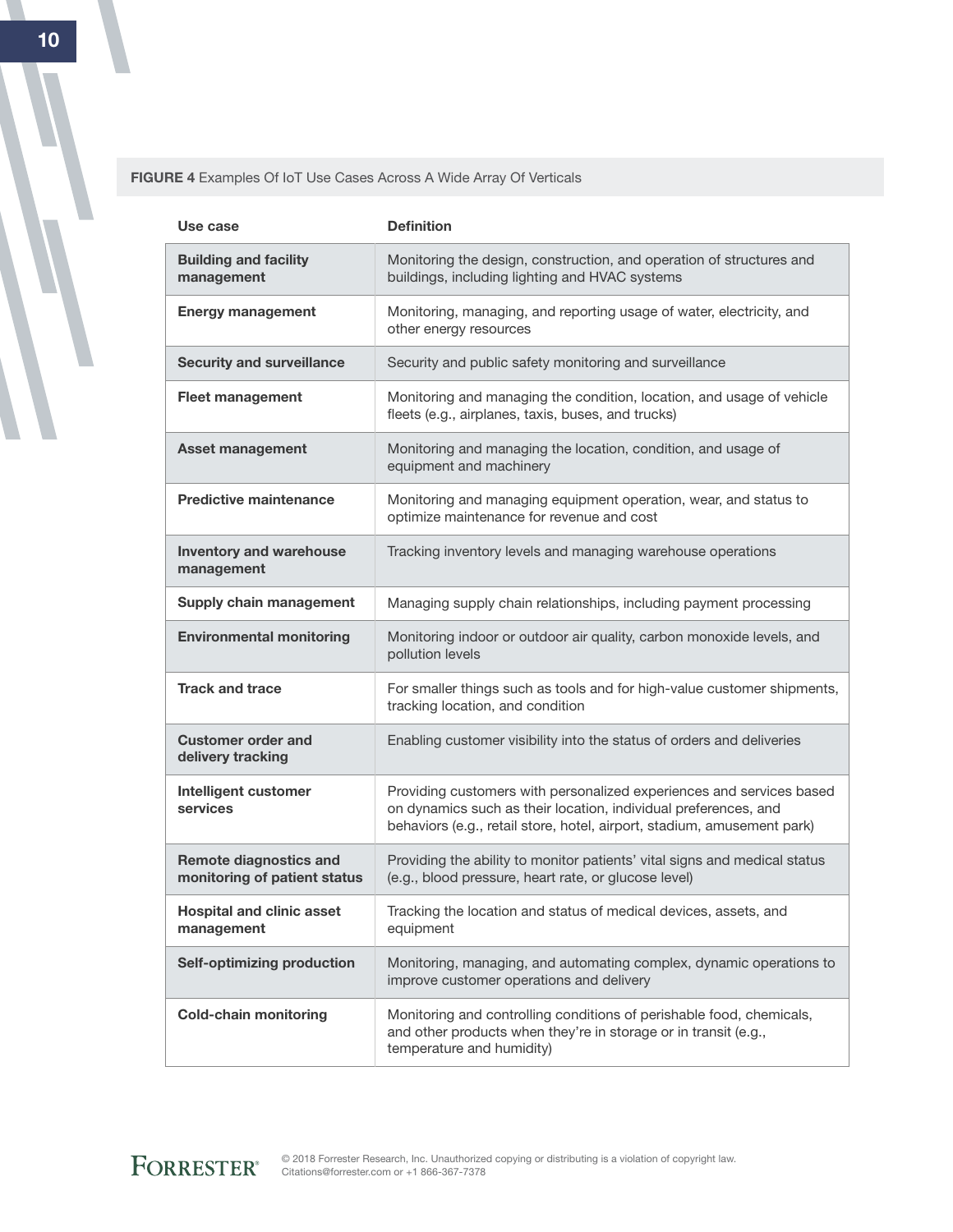**FIGURE 4** Examples Of IoT Use Cases Across A Wide Array Of Verticals

| Use case | Definition |
|---|---|
| **Building and facility management** | Monitoring the design, construction, and operation of structures and buildings, including lighting and HVAC systems |
| **Energy management** | Monitoring, managing, and reporting usage of water, electricity, and other energy resources |
| **Security and surveillance** | Security and public safety monitoring and surveillance |
| **Fleet management** | Monitoring and managing the condition, location, and usage of vehicle fleets (e.g., airplanes, taxis, buses, and trucks) |
| **Asset management** | Monitoring and managing the location, condition, and usage of equipment and machinery |
| **Predictive maintenance** | Monitoring and managing equipment operation, wear, and status to optimize maintenance for revenue and cost |
| **Inventory and warehouse management** | Tracking inventory levels and managing warehouse operations |
| **Supply chain management** | Managing supply chain relationships, including payment processing |
| **Environmental monitoring** | Monitoring indoor or outdoor air quality, carbon monoxide levels, and pollution levels |
| **Track and trace** | For smaller things such as tools and for high-value customer shipments, tracking location, and condition |
| **Customer order and delivery tracking** | Enabling customer visibility into the status of orders and deliveries |
| **Intelligent customer services** | Providing customers with personalized experiences and services based on dynamics such as their location, individual preferences, and behaviors (e.g., retail store, hotel, airport, stadium, amusement park) |
| **Remote diagnostics and monitoring of patient status** | Providing the ability to monitor patients' vital signs and medical status (e.g., blood pressure, heart rate, or glucose level) |
| **Hospital and clinic asset management** | Tracking the location and status of medical devices, assets, and equipment |
| **Self-optimizing production** | Monitoring, managing, and automating complex, dynamic operations to improve customer operations and delivery |
| **Cold-chain monitoring** | Monitoring and controlling conditions of perishable food, chemicals, and other products when they're in storage or in transit (e.g., temperature and humidity) |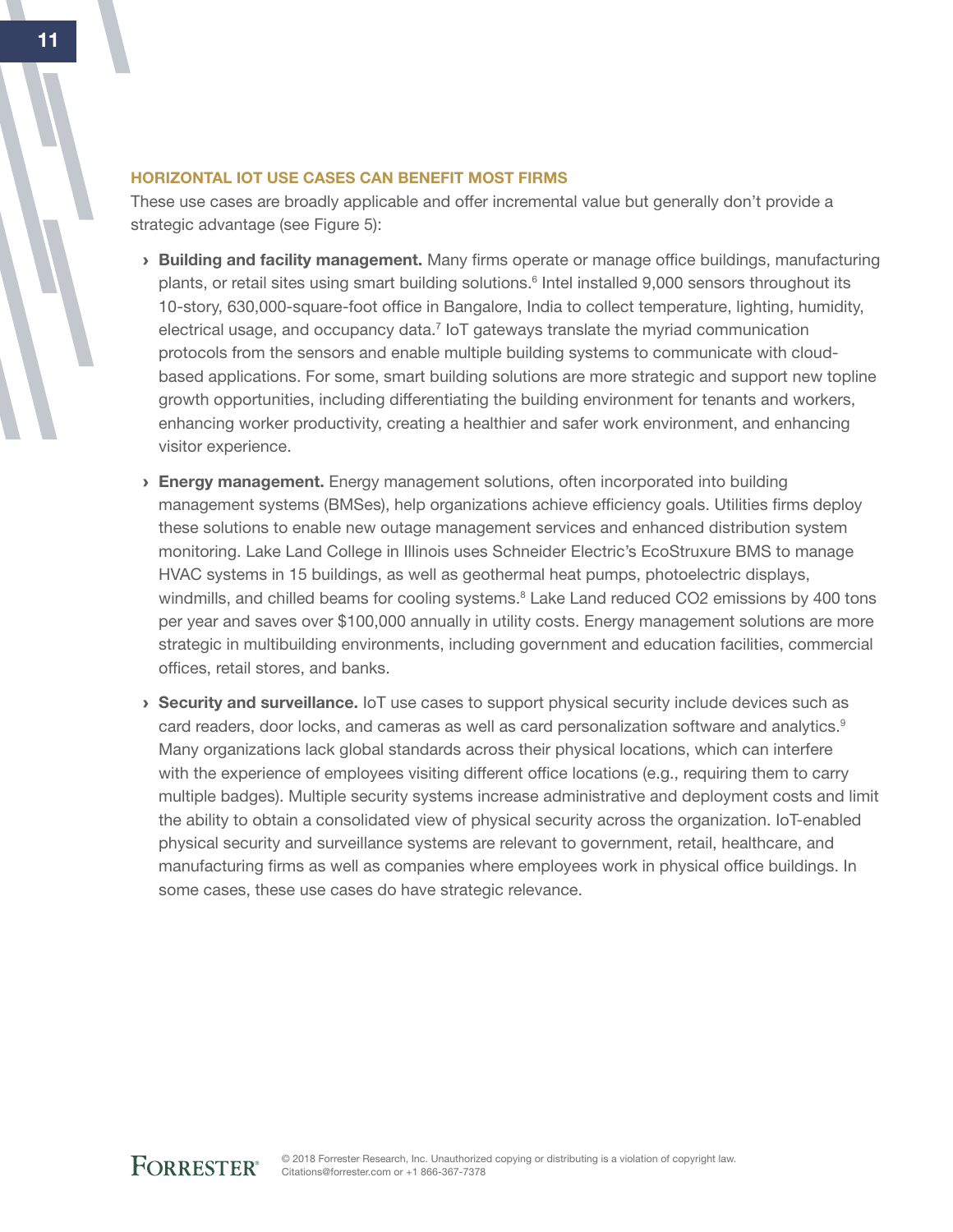### HORIZONTAL IOT USE CASES CAN BENEFIT MOST FIRMS

These use cases are broadly applicable and offer incremental value but generally don't provide a strategic advantage (see Figure 5):

- **Building and facility management.** Many firms operate or manage office buildings, manufacturing plants, or retail sites using smart building solutions.[6] Intel installed 9,000 sensors throughout its 10-story, 630,000-square-foot office in Bangalore, India to collect temperature, lighting, humidity, electrical usage, and occupancy data.[7] IoT gateways translate the myriad communication protocols from the sensors and enable multiple building systems to communicate with cloud-based applications. For some, smart building solutions are more strategic and support new topline growth opportunities, including differentiating the building environment for tenants and workers, enhancing worker productivity, creating a healthier and safer work environment, and enhancing visitor experience.

- **Energy management.** Energy management solutions, often incorporated into building management systems (BMSes), help organizations achieve efficiency goals. Utilities firms deploy these solutions to enable new outage management services and enhanced distribution system monitoring. Lake Land College in Illinois uses Schneider Electric's EcoStruxure BMS to manage HVAC systems in 15 buildings, as well as geothermal heat pumps, photoelectric displays, windmills, and chilled beams for cooling systems.[8] Lake Land reduced $CO_2$ emissions by 400 tons per year and saves over $100,000 annually in utility costs. Energy management solutions are more strategic in multibuilding environments, including government and education facilities, commercial offices, retail stores, and banks.

- **Security and surveillance.** IoT use cases to support physical security include devices such as card readers, door locks, and cameras as well as card personalization software and analytics.[9] Many organizations lack global standards across their physical locations, which can interfere with the experience of employees visiting different office locations (e.g., requiring them to carry multiple badges). Multiple security systems increase administrative and deployment costs and limit the ability to obtain a consolidated view of physical security across the organization. IoT-enabled physical security and surveillance systems are relevant to government, retail, healthcare, and manufacturing firms as well as companies where employees work in physical office buildings. In some cases, these use cases do have strategic relevance.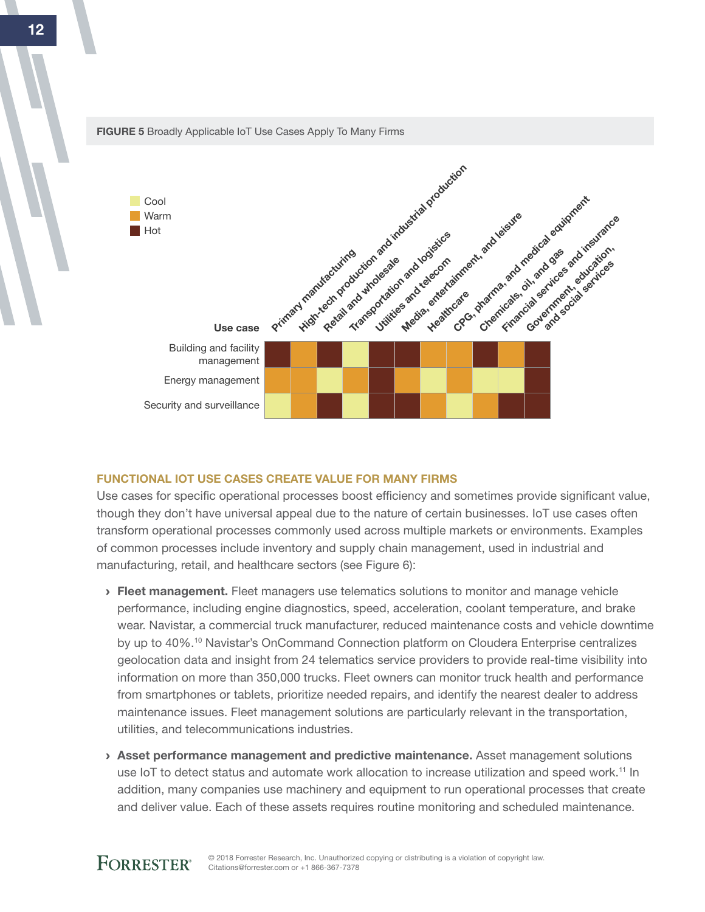**FIGURE 5** Broadly Applicable IoT Use Cases Apply To Many Firms

Cool
Warm
Hot

Use case

Primary manufacturing
High-tech production and industrial production
Retail and wholesale
Transportation and logistics
Utilities and telecom
Media, entertainment, and leisure
Healthcare
CPG, pharma, and medical equipment
Chemicals, oil, and gas
Financial services and insurance
Government, education, and social services

Building and facility management
Energy management
Security and surveillance

## FUNCTIONAL IOT USE CASES CREATE VALUE FOR MANY FIRMS

Use cases for specific operational processes boost efficiency and sometimes provide significant value, though they don't have universal appeal due to the nature of certain businesses. IoT use cases often transform operational processes commonly used across multiple markets or environments. Examples of common processes include inventory and supply chain management, used in industrial and manufacturing, retail, and healthcare sectors (see Figure 6):

- **Fleet management.** Fleet managers use telematics solutions to monitor and manage vehicle performance, including engine diagnostics, speed, acceleration, coolant temperature, and brake wear. Navistar, a commercial truck manufacturer, reduced maintenance costs and vehicle downtime by up to 40%.[10] Navistar's OnCommand Connection platform on Cloudera Enterprise centralizes geolocation data and insight from 24 telematics service providers to provide real-time visibility into information on more than 350,000 trucks. Fleet owners can monitor truck health and performance from smartphones or tablets, prioritize needed repairs, and identify the nearest dealer to address maintenance issues. Fleet management solutions are particularly relevant in the transportation, utilities, and telecommunications industries.

- **Asset performance management and predictive maintenance.** Asset management solutions use IoT to detect status and automate work allocation to increase utilization and speed work.[11] In addition, many companies use machinery and equipment to run operational processes that create and deliver value. Each of these assets requires routine monitoring and scheduled maintenance.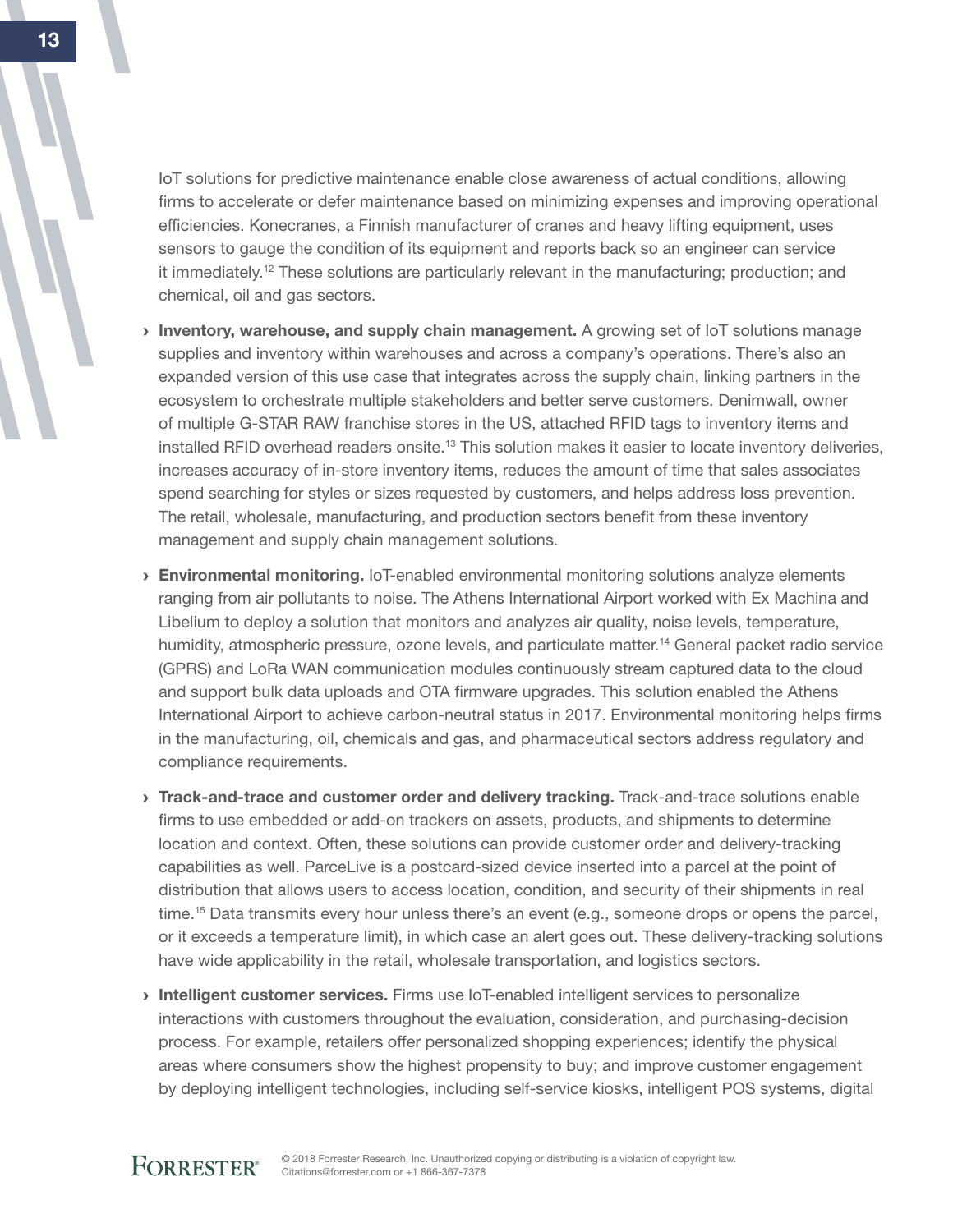IoT solutions for predictive maintenance enable close awareness of actual conditions, allowing firms to accelerate or defer maintenance based on minimizing expenses and improving operational efficiencies. Konecranes, a Finnish manufacturer of cranes and heavy lifting equipment, uses sensors to gauge the condition of its equipment and reports back so an engineer can service it immediately.[12] These solutions are particularly relevant in the manufacturing; production; and chemical, oil and gas sectors.

› **Inventory, warehouse, and supply chain management.** A growing set of IoT solutions manage supplies and inventory within warehouses and across a company's operations. There's also an expanded version of this use case that integrates across the supply chain, linking partners in the ecosystem to orchestrate multiple stakeholders and better serve customers. Denimwall, owner of multiple G-STAR RAW franchise stores in the US, attached RFID tags to inventory items and installed RFID overhead readers onsite.[13] This solution makes it easier to locate inventory deliveries, increases accuracy of in-store inventory items, reduces the amount of time that sales associates spend searching for styles or sizes requested by customers, and helps address loss prevention. The retail, wholesale, manufacturing, and production sectors benefit from these inventory management and supply chain management solutions.

› **Environmental monitoring.** IoT-enabled environmental monitoring solutions analyze elements ranging from air pollutants to noise. The Athens International Airport worked with Ex Machina and Libelium to deploy a solution that monitors and analyzes air quality, noise levels, temperature, humidity, atmospheric pressure, ozone levels, and particulate matter.[14] General packet radio service (GPRS) and LoRa WAN communication modules continuously stream captured data to the cloud and support bulk data uploads and OTA firmware upgrades. This solution enabled the Athens International Airport to achieve carbon-neutral status in 2017. Environmental monitoring helps firms in the manufacturing, oil, chemicals and gas, and pharmaceutical sectors address regulatory and compliance requirements.

› **Track-and-trace and customer order and delivery tracking.** Track-and-trace solutions enable firms to use embedded or add-on trackers on assets, products, and shipments to determine location and context. Often, these solutions can provide customer order and delivery-tracking capabilities as well. ParceLive is a postcard-sized device inserted into a parcel at the point of distribution that allows users to access location, condition, and security of their shipments in real time.[15] Data transmits every hour unless there's an event (e.g., someone drops or opens the parcel, or it exceeds a temperature limit), in which case an alert goes out. These delivery-tracking solutions have wide applicability in the retail, wholesale transportation, and logistics sectors.

› **Intelligent customer services.** Firms use IoT-enabled intelligent services to personalize interactions with customers throughout the evaluation, consideration, and purchasing-decision process. For example, retailers offer personalized shopping experiences; identify the physical areas where consumers show the highest propensity to buy; and improve customer engagement by deploying intelligent technologies, including self-service kiosks, intelligent POS systems, digital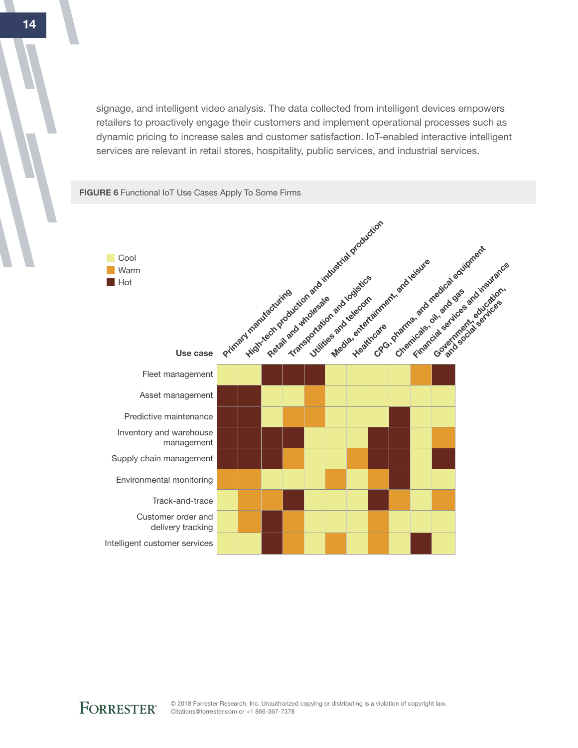signage, and intelligent video analysis. The data collected from intelligent devices empowers retailers to proactively engage their customers and implement operational processes such as dynamic pricing to increase sales and customer satisfaction. IoT-enabled interactive intelligent services are relevant in retail stores, hospitality, public services, and industrial services.

**FIGURE 6** Functional IoT Use Cases Apply To Some Firms

Cool
Warm
Hot

Use case

Primary manufacturing
High-tech production and industrial production
Retail and wholesale
Transportation and logistics
Utilities and telecom
Media, entertainment, and leisure
Healthcare
CPG, pharma, and medical equipment
Chemicals, oil, and gas
Financial services and insurance
Government, education, and social services

Fleet management
Asset management
Predictive maintenance
Inventory and warehouse management
Supply chain management
Environmental monitoring
Track-and-trace
Customer order and delivery tracking
Intelligent customer services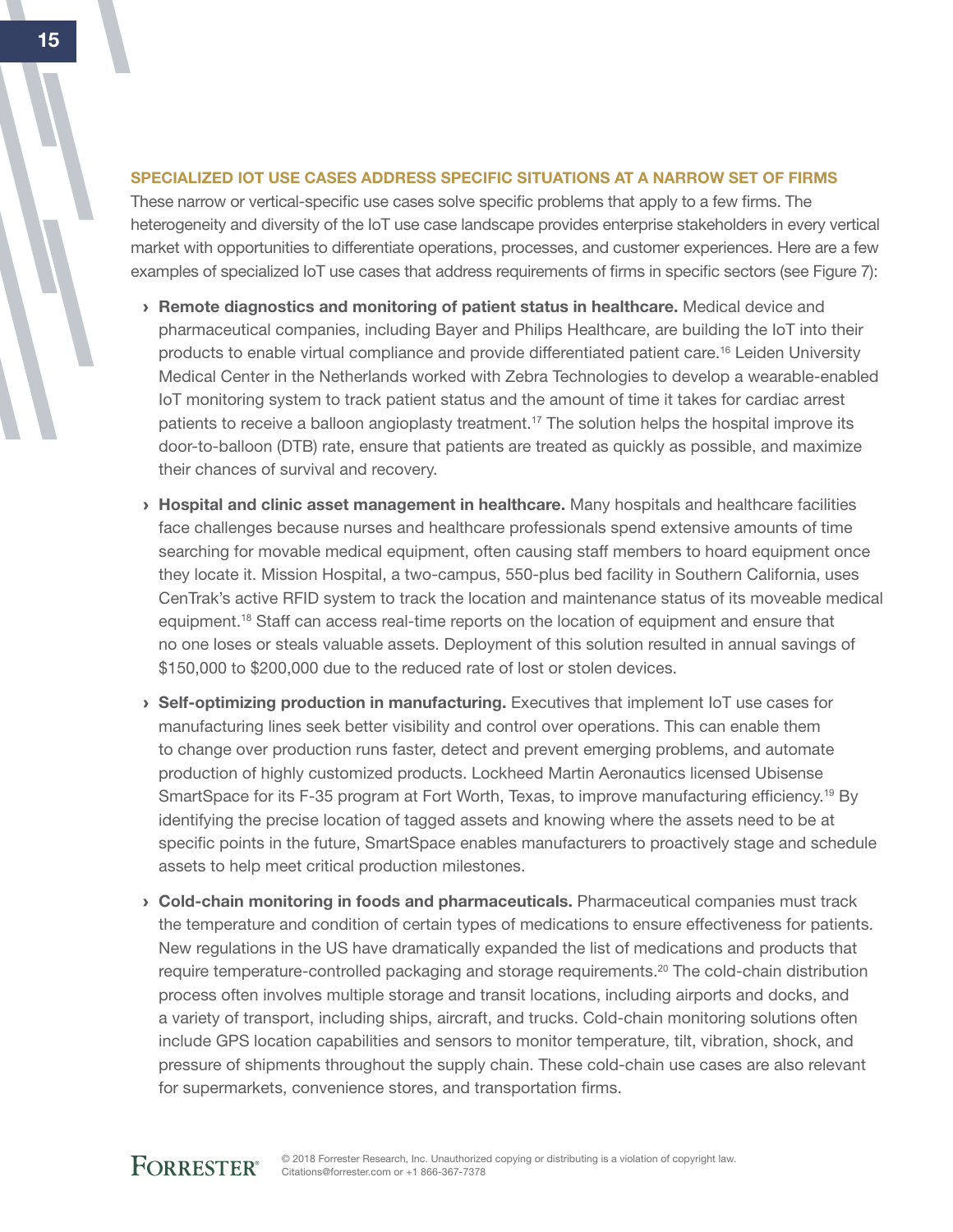### SPECIALIZED IOT USE CASES ADDRESS SPECIFIC SITUATIONS AT A NARROW SET OF FIRMS

These narrow or vertical-specific use cases solve specific problems that apply to a few firms. The heterogeneity and diversity of the IoT use case landscape provides enterprise stakeholders in every vertical market with opportunities to differentiate operations, processes, and customer experiences. Here are a few examples of specialized IoT use cases that address requirements of firms in specific sectors (see Figure 7):

- **Remote diagnostics and monitoring of patient status in healthcare.** Medical device and pharmaceutical companies, including Bayer and Philips Healthcare, are building the IoT into their products to enable virtual compliance and provide differentiated patient care.[16] Leiden University Medical Center in the Netherlands worked with Zebra Technologies to develop a wearable-enabled IoT monitoring system to track patient status and the amount of time it takes for cardiac arrest patients to receive a balloon angioplasty treatment.[17] The solution helps the hospital improve its door-to-balloon (DTB) rate, ensure that patients are treated as quickly as possible, and maximize their chances of survival and recovery.
- **Hospital and clinic asset management in healthcare.** Many hospitals and healthcare facilities face challenges because nurses and healthcare professionals spend extensive amounts of time searching for movable medical equipment, often causing staff members to hoard equipment once they locate it. Mission Hospital, a two-campus, 550-plus bed facility in Southern California, uses CenTrak's active RFID system to track the location and maintenance status of its moveable medical equipment.[18] Staff can access real-time reports on the location of equipment and ensure that no one loses or steals valuable assets. Deployment of this solution resulted in annual savings of $150,000 to $200,000 due to the reduced rate of lost or stolen devices.
- **Self-optimizing production in manufacturing.** Executives that implement IoT use cases for manufacturing lines seek better visibility and control over operations. This can enable them to change over production runs faster, detect and prevent emerging problems, and automate production of highly customized products. Lockheed Martin Aeronautics licensed Ubisense SmartSpace for its F-35 program at Fort Worth, Texas, to improve manufacturing efficiency.[19] By identifying the precise location of tagged assets and knowing where the assets need to be at specific points in the future, SmartSpace enables manufacturers to proactively stage and schedule assets to help meet critical production milestones.
- **Cold-chain monitoring in foods and pharmaceuticals.** Pharmaceutical companies must track the temperature and condition of certain types of medications to ensure effectiveness for patients. New regulations in the US have dramatically expanded the list of medications and products that require temperature-controlled packaging and storage requirements.[20] The cold-chain distribution process often involves multiple storage and transit locations, including airports and docks, and a variety of transport, including ships, aircraft, and trucks. Cold-chain monitoring solutions often include GPS location capabilities and sensors to monitor temperature, tilt, vibration, shock, and pressure of shipments throughout the supply chain. These cold-chain use cases are also relevant for supermarkets, convenience stores, and transportation firms.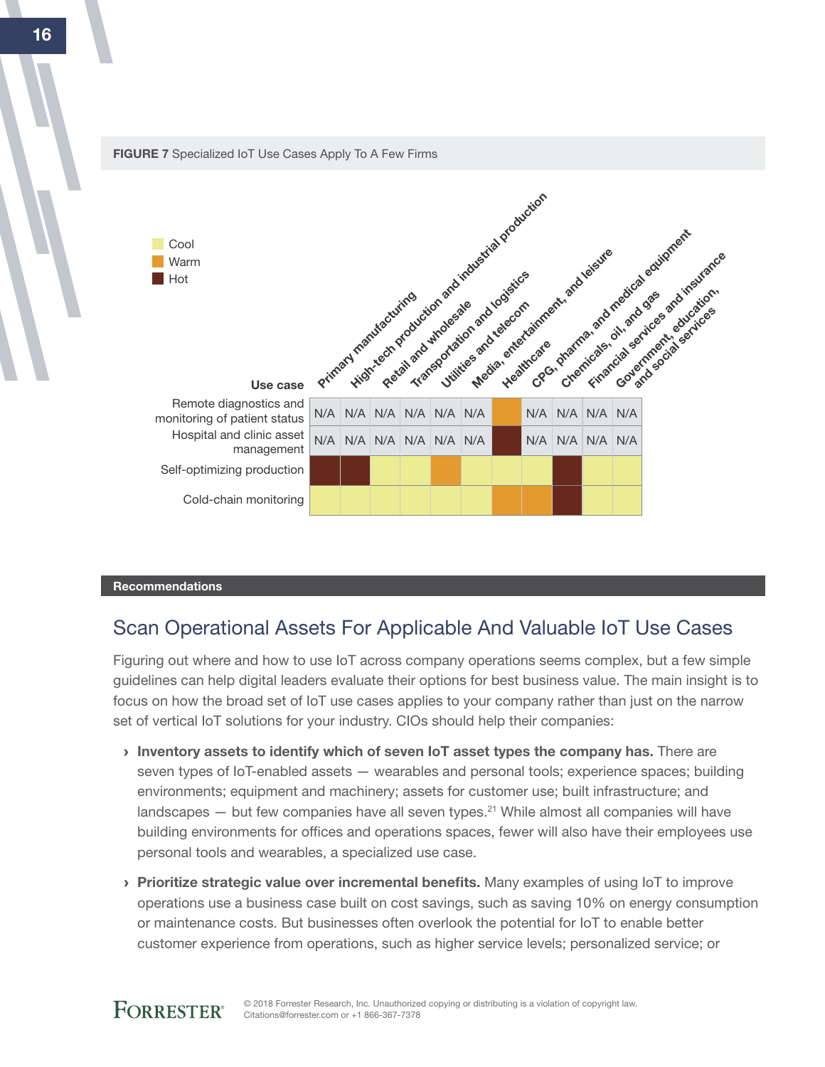**FIGURE 7** Specialized IoT Use Cases Apply To A Few Firms

Cool
Warm
Hot

Use case

Primary manufacturing
High-tech production and industrial production
Retail and wholesale
Transportation and logistics
Utilities and telecom
Media, entertainment, and leisure
Healthcare
CPG, pharma, and medical equipment
Chemicals, oil, and gas
Financial services and insurance
Government, education, and social services

Remote diagnostics and monitoring of patient status
N/A N/A N/A N/A N/A N/A N/A N/A N/A N/A

Hospital and clinic asset management
N/A N/A N/A N/A N/A N/A N/A N/A N/A N/A

Self-optimizing production

Cold-chain monitoring

## Recommendations

## Scan Operational Assets For Applicable And Valuable IoT Use Cases

Figuring out where and how to use IoT across company operations seems complex, but a few simple guidelines can help digital leaders evaluate their options for best business value. The main insight is to focus on how the broad set of IoT use cases applies to your company rather than just on the narrow set of vertical IoT solutions for your industry. CIOs should help their companies:

- **Inventory assets to identify which of seven IoT asset types the company has.** There are seven types of IoT-enabled assets — wearables and personal tools; experience spaces; building environments; equipment and machinery; assets for customer use; built infrastructure; and landscapes — but few companies have all seven types.[21] While almost all companies will have building environments for offices and operations spaces, fewer will also have their employees use personal tools and wearables, a specialized use case.

- **Prioritize strategic value over incremental benefits.** Many examples of using IoT to improve operations use a business case built on cost savings, such as saving 10% on energy consumption or maintenance costs. But businesses often overlook the potential for IoT to enable better customer experience from operations, such as higher service levels; personalized service; or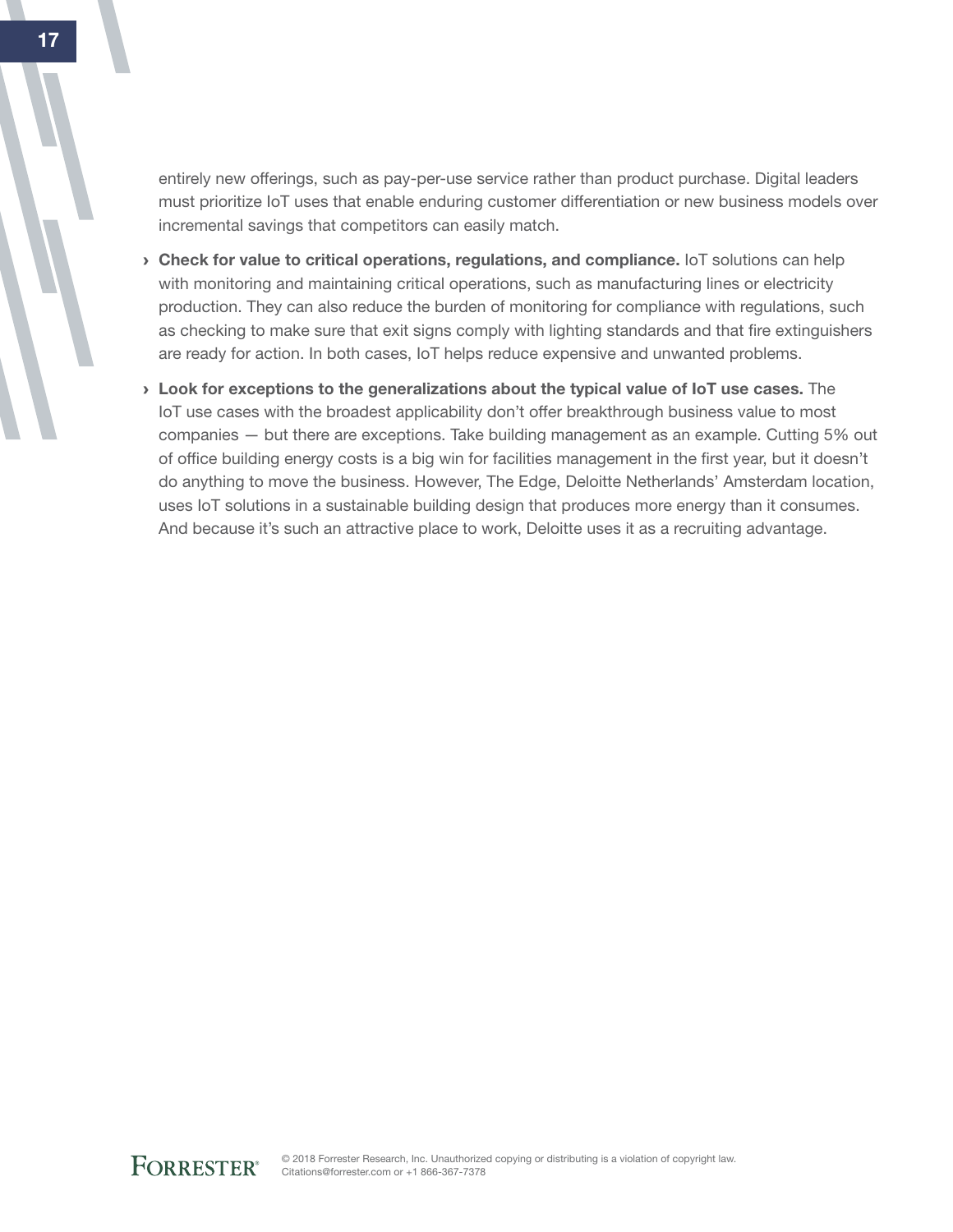entirely new offerings, such as pay-per-use service rather than product purchase. Digital leaders must prioritize IoT uses that enable enduring customer differentiation or new business models over incremental savings that competitors can easily match.

- **Check for value to critical operations, regulations, and compliance.** IoT solutions can help with monitoring and maintaining critical operations, such as manufacturing lines or electricity production. They can also reduce the burden of monitoring for compliance with regulations, such as checking to make sure that exit signs comply with lighting standards and that fire extinguishers are ready for action. In both cases, IoT helps reduce expensive and unwanted problems.
- **Look for exceptions to the generalizations about the typical value of IoT use cases.** The IoT use cases with the broadest applicability don't offer breakthrough business value to most companies — but there are exceptions. Take building management as an example. Cutting 5% out of office building energy costs is a big win for facilities management in the first year, but it doesn't do anything to move the business. However, The Edge, Deloitte Netherlands' Amsterdam location, uses IoT solutions in a sustainable building design that produces more energy than it consumes. And because it's such an attractive place to work, Deloitte uses it as a recruiting advantage.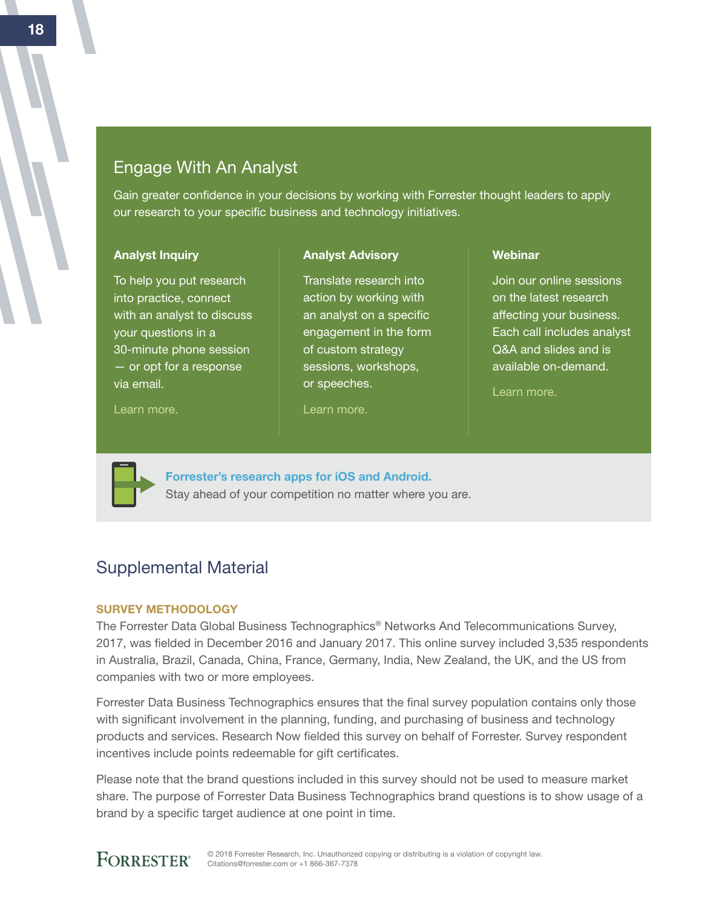## Engage With An Analyst

Gain greater confidence in your decisions by working with Forrester thought leaders to apply our research to your specific business and technology initiatives.

### Analyst Inquiry

To help you put research into practice, connect with an analyst to discuss your questions in a 30-minute phone session — or opt for a response via email.

Learn more.

### Analyst Advisory

Translate research into action by working with an analyst on a specific engagement in the form of custom strategy sessions, workshops, or speeches.

Learn more.

### Webinar

Join our online sessions on the latest research affecting your business. Each call includes analyst Q&A and slides and is available on-demand.

Learn more.

**Forrester's research apps for iOS and Android.**
Stay ahead of your competition no matter where you are.

## Supplemental Material

### SURVEY METHODOLOGY

The Forrester Data Global Business Technographics® Networks And Telecommunications Survey, 2017, was fielded in December 2016 and January 2017. This online survey included 3,535 respondents in Australia, Brazil, Canada, China, France, Germany, India, New Zealand, the UK, and the US from companies with two or more employees.

Forrester Data Business Technographics ensures that the final survey population contains only those with significant involvement in the planning, funding, and purchasing of business and technology products and services. Research Now fielded this survey on behalf of Forrester. Survey respondent incentives include points redeemable for gift certificates.

Please note that the brand questions included in this survey should not be used to measure market share. The purpose of Forrester Data Business Technographics brand questions is to show usage of a brand by a specific target audience at one point in time.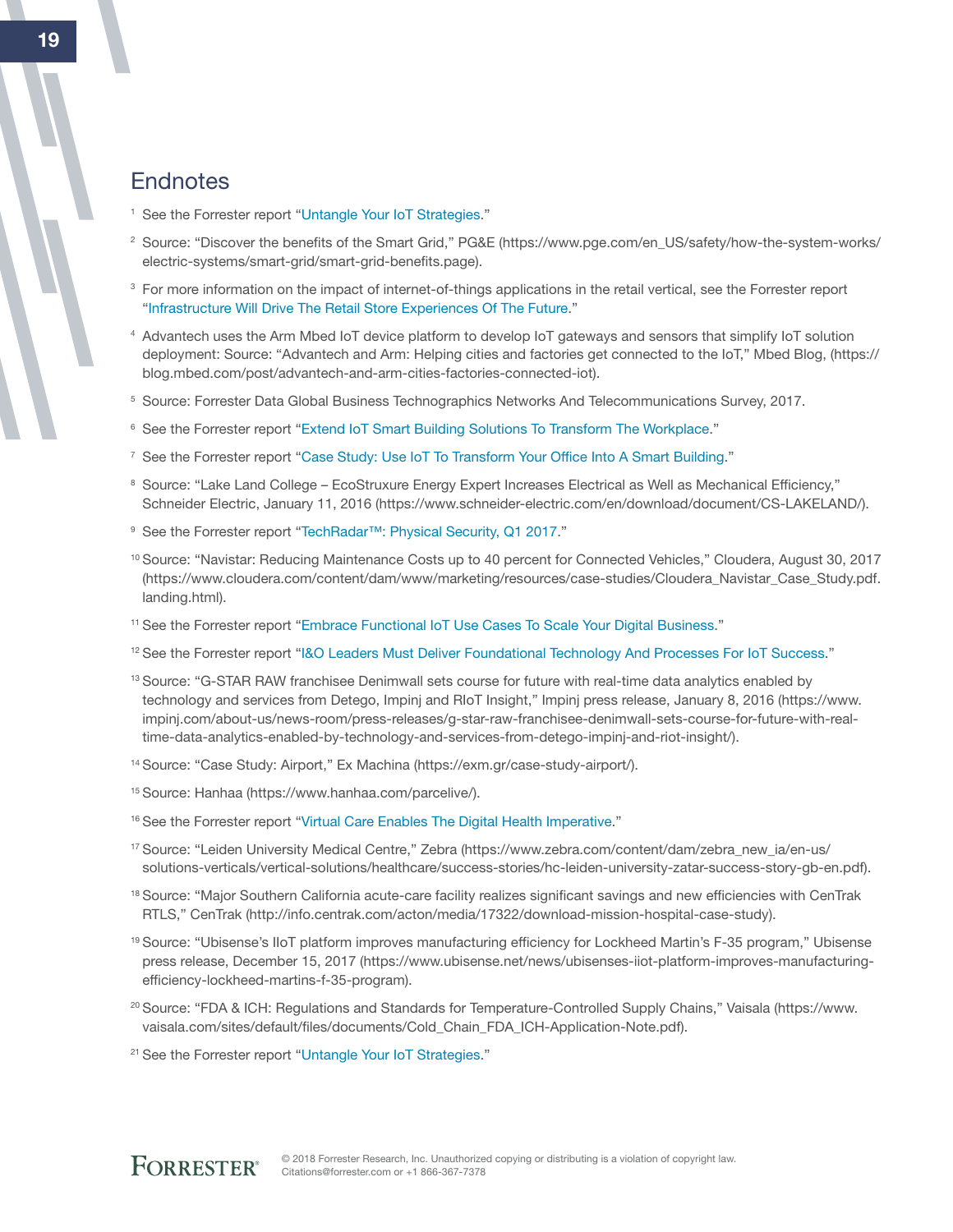## Endnotes

[1] See the Forrester report "Untangle Your IoT Strategies."

[2] Source: "Discover the benefits of the Smart Grid," PG&E (https://www.pge.com/en_US/safety/how-the-system-works/electric-systems/smart-grid/smart-grid-benefits.page).

[3] For more information on the impact of internet-of-things applications in the retail vertical, see the Forrester report "Infrastructure Will Drive The Retail Store Experiences Of The Future."

[4] Advantech uses the Arm Mbed IoT device platform to develop IoT gateways and sensors that simplify IoT solution deployment: Source: "Advantech and Arm: Helping cities and factories get connected to the IoT," Mbed Blog, (https://blog.mbed.com/post/advantech-and-arm-cities-factories-connected-iot).

[5] Source: Forrester Data Global Business Technographics Networks And Telecommunications Survey, 2017.

[6] See the Forrester report "Extend IoT Smart Building Solutions To Transform The Workplace."

[7] See the Forrester report "Case Study: Use IoT To Transform Your Office Into A Smart Building."

[8] Source: "Lake Land College – EcoStruxure Energy Expert Increases Electrical as Well as Mechanical Efficiency," Schneider Electric, January 11, 2016 (https://www.schneider-electric.com/en/download/document/CS-LAKELAND/).

[9] See the Forrester report "TechRadar™: Physical Security, Q1 2017."

[10] Source: "Navistar: Reducing Maintenance Costs up to 40 percent for Connected Vehicles," Cloudera, August 30, 2017 (https://www.cloudera.com/content/dam/www/marketing/resources/case-studies/Cloudera_Navistar_Case_Study.pdf.landing.html).

[11] See the Forrester report "Embrace Functional IoT Use Cases To Scale Your Digital Business."

[12] See the Forrester report "I&O Leaders Must Deliver Foundational Technology And Processes For IoT Success."

[13] Source: "G-STAR RAW franchisee Denimwall sets course for future with real-time data analytics enabled by technology and services from Detego, Impinj and RIoT Insight," Impinj press release, January 8, 2016 (https://www.impinj.com/about-us/news-room/press-releases/g-star-raw-franchisee-denimwall-sets-course-for-future-with-real-time-data-analytics-enabled-by-technology-and-services-from-detego-impinj-and-riot-insight/).

[14] Source: "Case Study: Airport," Ex Machina (https://exm.gr/case-study-airport/).

[15] Source: Hanhaa (https://www.hanhaa.com/parcelive/).

[16] See the Forrester report "Virtual Care Enables The Digital Health Imperative."

[17] Source: "Leiden University Medical Centre," Zebra (https://www.zebra.com/content/dam/zebra_new_ia/en-us/solutions-verticals/vertical-solutions/healthcare/success-stories/hc-leiden-university-zatar-success-story-gb-en.pdf).

[18] Source: "Major Southern California acute-care facility realizes significant savings and new efficiencies with CenTrak RTLS," CenTrak (http://info.centrak.com/acton/media/17322/download-mission-hospital-case-study).

[19] Source: "Ubisense's IIoT platform improves manufacturing efficiency for Lockheed Martin's F-35 program," Ubisense press release, December 15, 2017 (https://www.ubisense.net/news/ubisenses-iiot-platform-improves-manufacturing-efficiency-lockheed-martins-f-35-program).

[20] Source: "FDA & ICH: Regulations and Standards for Temperature-Controlled Supply Chains," Vaisala (https://www.vaisala.com/sites/default/files/documents/Cold_Chain_FDA_ICH-Application-Note.pdf).

[21] See the Forrester report "Untangle Your IoT Strategies."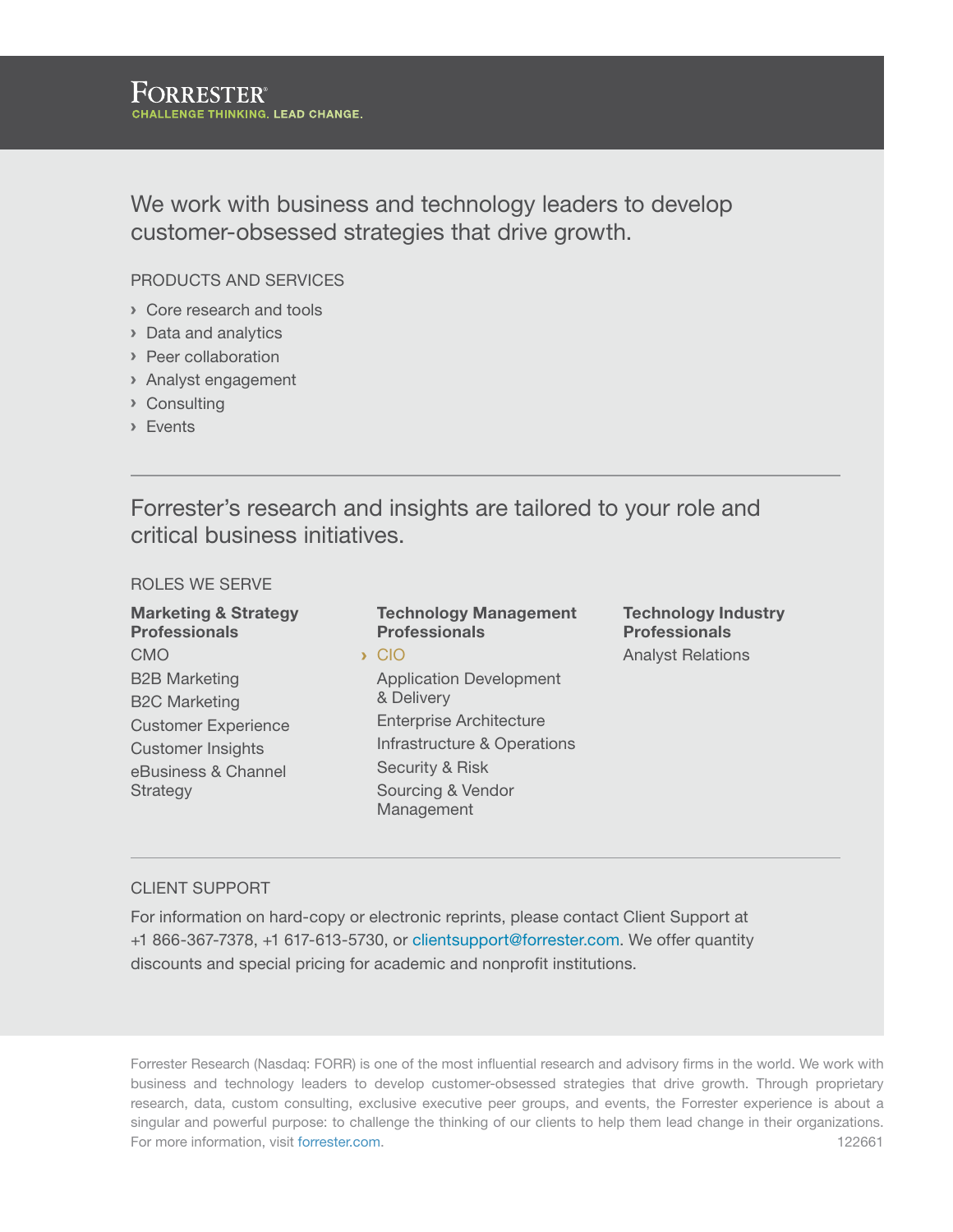# FORRESTER®

**CHALLENGE THINKING. LEAD CHANGE.**

## We work with business and technology leaders to develop customer-obsessed strategies that drive growth.

PRODUCTS AND SERVICES

- Core research and tools
- Data and analytics
- Peer collaboration
- Analyst engagement
- Consulting
- Events

## Forrester's research and insights are tailored to your role and critical business initiatives.

ROLES WE SERVE

**Marketing & Strategy Professionals**

CMO
B2B Marketing
B2C Marketing
Customer Experience
Customer Insights
eBusiness & Channel Strategy

**Technology Management Professionals**

› CIO
Application Development & Delivery
Enterprise Architecture
Infrastructure & Operations
Security & Risk
Sourcing & Vendor Management

**Technology Industry Professionals**

Analyst Relations

CLIENT SUPPORT

For information on hard-copy or electronic reprints, please contact Client Support at +1 866-367-7378, +1 617-613-5730, or clientsupport@forrester.com. We offer quantity discounts and special pricing for academic and nonprofit institutions.

Forrester Research (Nasdaq: FORR) is one of the most influential research and advisory firms in the world. We work with business and technology leaders to develop customer-obsessed strategies that drive growth. Through proprietary research, data, custom consulting, exclusive executive peer groups, and events, the Forrester experience is about a singular and powerful purpose: to challenge the thinking of our clients to help them lead change in their organizations. For more information, visit forrester.com.

122661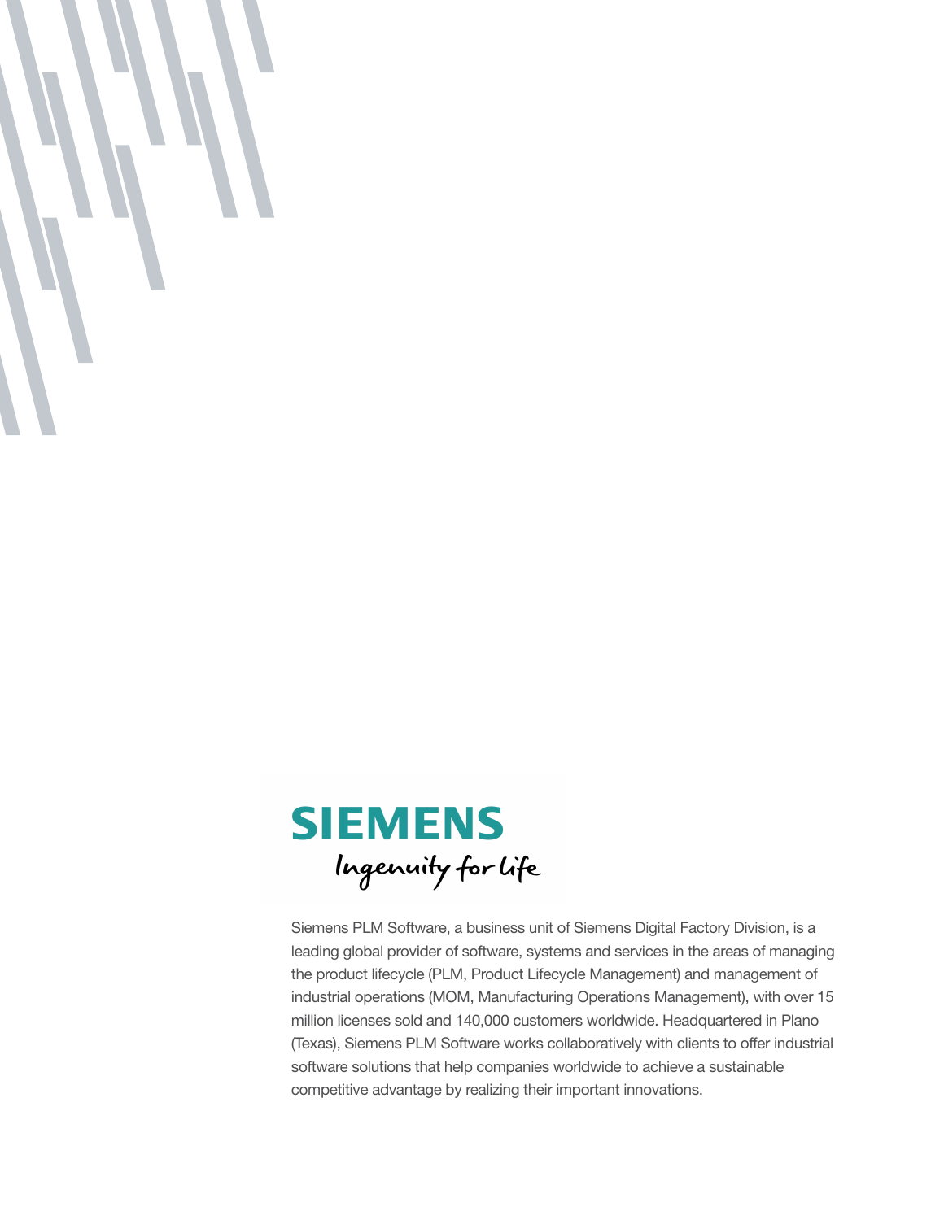SIEMENS

Ingenuity for life

Siemens PLM Software, a business unit of Siemens Digital Factory Division, is a leading global provider of software, systems and services in the areas of managing the product lifecycle (PLM, Product Lifecycle Management) and management of industrial operations (MOM, Manufacturing Operations Management), with over 15 million licenses sold and 140,000 customers worldwide. Headquartered in Plano (Texas), Siemens PLM Software works collaboratively with clients to offer industrial software solutions that help companies worldwide to achieve a sustainable competitive advantage by realizing their important innovations.